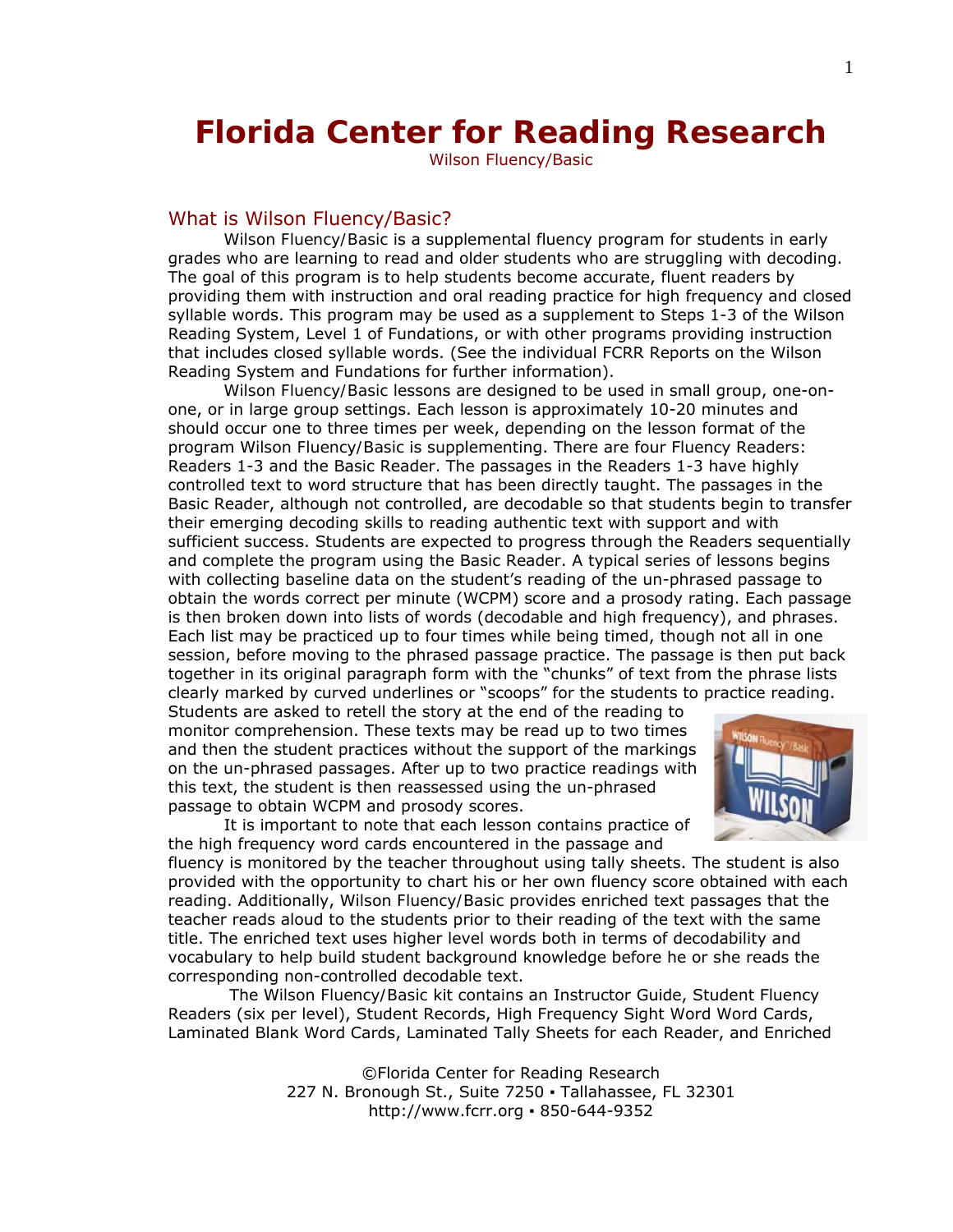# Florida Center for Reading Research

Wilson Fluency/Basic

## What is Wilson Fluency/Basic?

Wilson Fluency/Basic is a supplemental fluency program for students in early grades who are learning to read and older students who are struggling with decoding. The goal of this program is to help students become accurate, fluent readers by providing them with instruction and oral reading practice for high frequency and closed syllable words. This program may be used as a supplement to Steps 1-3 of the Wilson Reading System, Level 1 of Fundations, or with other programs providing instruction that includes closed syllable words. (See the individual FCRR Reports on the Wilson Reading System and Fundations for further information).

Wilson Fluency/Basic lessons are designed to be used in small group, one-on-one, or in large group settings. Each lesson is approximately 10-20 minutes and should occur one to three times per week, depending on the lesson format of the program Wilson Fluency/Basic is supplementing. There are four Fluency Readers: Readers 1-3 and the Basic Reader. The passages in the Readers 1-3 have highly controlled text to word structure that has been directly taught. The passages in the Basic Reader, although not controlled, are decodable so that students begin to transfer their emerging decoding skills to reading authentic text with support and with sufficient success. Students are expected to progress through the Readers sequentially and complete the program using the Basic Reader. A typical series of lessons begins with collecting baseline data on the student's reading of the un-phrased passage to obtain the words correct per minute (WCPM) score and a prosody rating. Each passage is then broken down into lists of words (decodable and high frequency), and phrases. Each list may be practiced up to four times while being timed, though not all in one session, before moving to the phrased passage practice. The passage is then put back together in its original paragraph form with the "chunks" of text from the phrase lists clearly marked by curved underlines or "scoops" for the students to practice reading. Students are asked to retell the story at the end of the reading to monitor comprehension. These texts may be read up to two times and then the student practices without the support of the markings on the un-phrased passages. After up to two practice readings with this text, the student is then reassessed using the un-phrased passage to obtain WCPM and prosody scores.

It is important to note that each lesson contains practice of the high frequency word cards encountered in the passage and fluency is monitored by the teacher throughout using tally sheets. The student is also provided with the opportunity to chart his or her own fluency score obtained with each reading. Additionally, Wilson Fluency/Basic provides enriched text passages that the teacher reads aloud to the students prior to their reading of the text with the same title. The enriched text uses higher level words both in terms of decodability and vocabulary to help build student background knowledge before he or she reads the corresponding non-controlled decodable text.

The Wilson Fluency/Basic kit contains an Instructor Guide, Student Fluency Readers (six per level), Student Records, High Frequency Sight Word Word Cards, Laminated Blank Word Cards, Laminated Tally Sheets for each Reader, and Enriched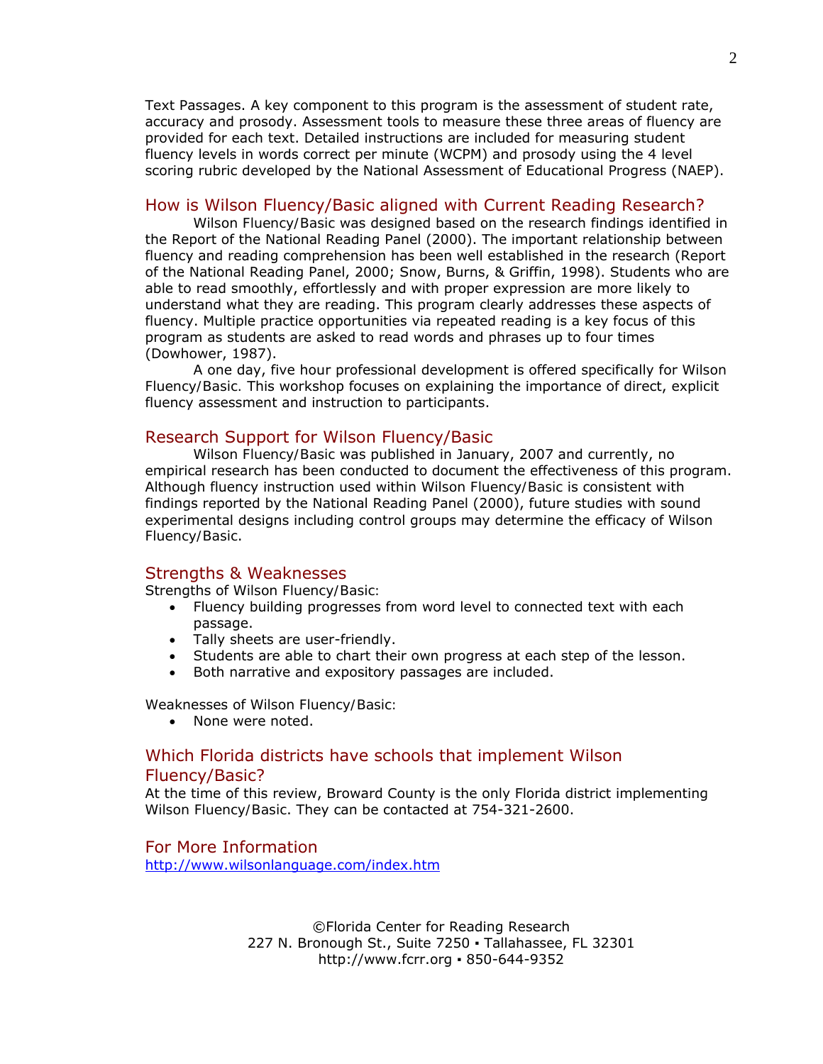Text Passages. A key component to this program is the assessment of student rate, accuracy and prosody. Assessment tools to measure these three areas of fluency are provided for each text. Detailed instructions are included for measuring student fluency levels in words correct per minute (WCPM) and prosody using the 4 level scoring rubric developed by the National Assessment of Educational Progress (NAEP).

## How is Wilson Fluency/Basic aligned with Current Reading Research?

Wilson Fluency/Basic was designed based on the research findings identified in the Report of the National Reading Panel (2000). The important relationship between fluency and reading comprehension has been well established in the research (Report of the National Reading Panel, 2000; Snow, Burns, & Griffin, 1998). Students who are able to read smoothly, effortlessly and with proper expression are more likely to understand what they are reading. This program clearly addresses these aspects of fluency. Multiple practice opportunities via repeated reading is a key focus of this program as students are asked to read words and phrases up to four times (Dowhower, 1987).

A one day, five hour professional development is offered specifically for Wilson Fluency/Basic. This workshop focuses on explaining the importance of direct, explicit fluency assessment and instruction to participants.

## Research Support for Wilson Fluency/Basic

Wilson Fluency/Basic was published in January, 2007 and currently, no empirical research has been conducted to document the effectiveness of this program. Although fluency instruction used within Wilson Fluency/Basic is consistent with findings reported by the National Reading Panel (2000), future studies with sound experimental designs including control groups may determine the efficacy of Wilson Fluency/Basic.

## Strengths & Weaknesses

Strengths of Wilson Fluency/Basic:

- Fluency building progresses from word level to connected text with each passage.
- Tally sheets are user-friendly.
- Students are able to chart their own progress at each step of the lesson.
- Both narrative and expository passages are included.

Weaknesses of Wilson Fluency/Basic:

- None were noted.

## Which Florida districts have schools that implement Wilson Fluency/Basic?

At the time of this review, Broward County is the only Florida district implementing Wilson Fluency/Basic. They can be contacted at 754-321-2600.

## For More Information

http://www.wilsonlanguage.com/index.htm

©Florida Center for Reading Research
227 N. Bronough St., Suite 7250 ▪ Tallahassee, FL 32301
http://www.fcrr.org ▪ 850-644-9352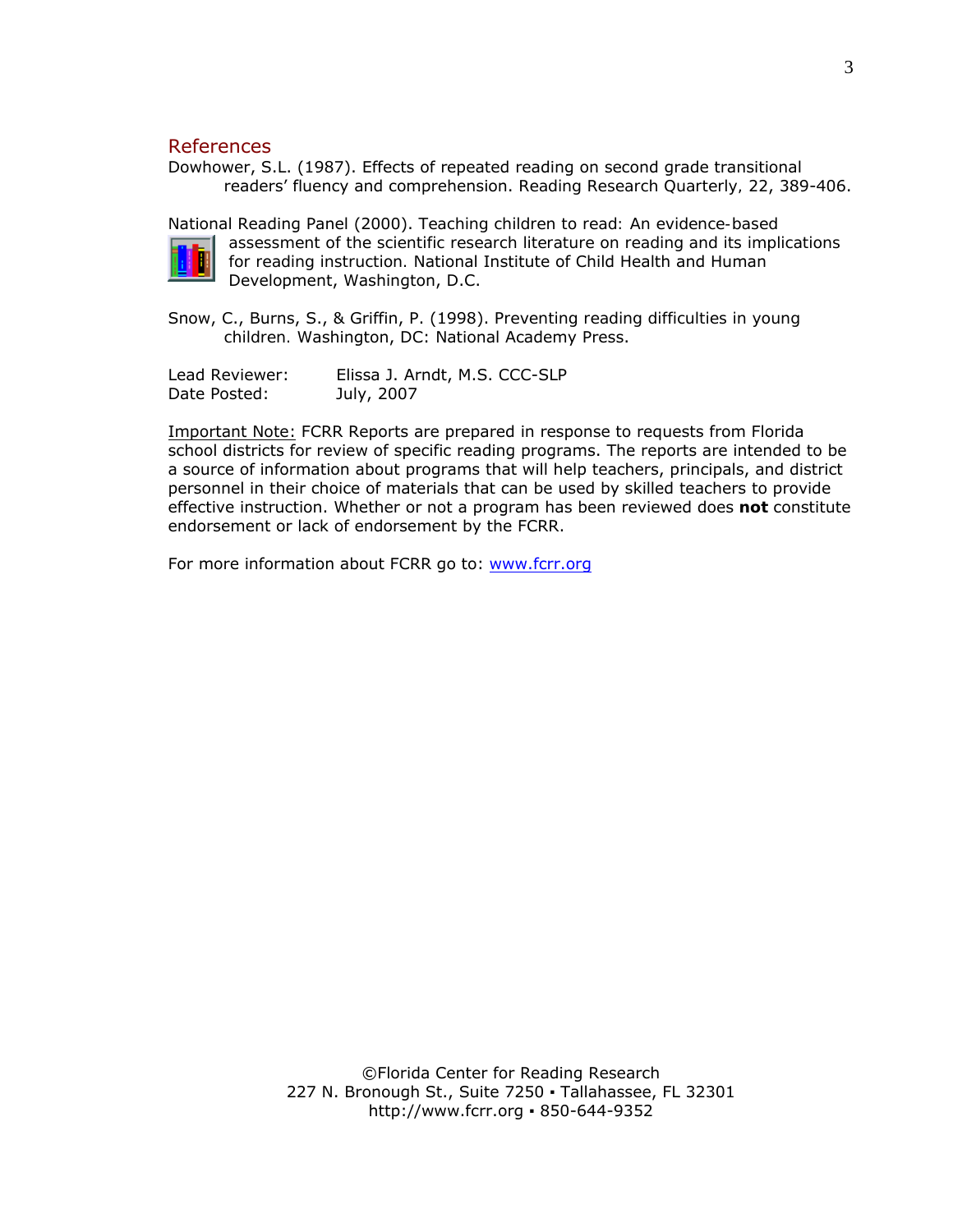## References

Dowhower, S.L. (1987). Effects of repeated reading on second grade transitional readers' fluency and comprehension. Reading Research Quarterly, 22, 389-406.

National Reading Panel (2000). Teaching children to read: An evidence-based assessment of the scientific research literature on reading and its implications for reading instruction. National Institute of Child Health and Human Development, Washington, D.C.

Snow, C., Burns, S., & Griffin, P. (1998). Preventing reading difficulties in young children. Washington, DC: National Academy Press.

Lead Reviewer: Elissa J. Arndt, M.S. CCC-SLP
Date Posted: July, 2007

Important Note: FCRR Reports are prepared in response to requests from Florida school districts for review of specific reading programs. The reports are intended to be a source of information about programs that will help teachers, principals, and district personnel in their choice of materials that can be used by skilled teachers to provide effective instruction. Whether or not a program has been reviewed does **not** constitute endorsement or lack of endorsement by the FCRR.

For more information about FCRR go to: www.fcrr.org

©Florida Center for Reading Research
227 N. Bronough St., Suite 7250 ▪ Tallahassee, FL 32301
http://www.fcrr.org ▪ 850-644-9352